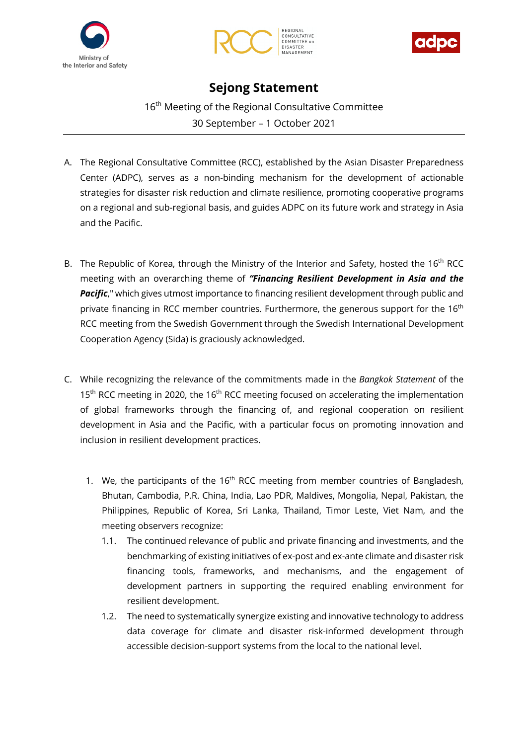# Sejong Statement

16th Meeting of the Regional Consultative Committee

30 September – 1 October 2021

---

A. The Regional Consultative Committee (RCC), established by the Asian Disaster Preparedness Center (ADPC), serves as a non-binding mechanism for the development of actionable strategies for disaster risk reduction and climate resilience, promoting cooperative programs on a regional and sub-regional basis, and guides ADPC on its future work and strategy in Asia and the Pacific.

B. The Republic of Korea, through the Ministry of the Interior and Safety, hosted the 16th RCC meeting with an overarching theme of ***"Financing Resilient Development in Asia and the Pacific***," which gives utmost importance to financing resilient development through public and private financing in RCC member countries. Furthermore, the generous support for the 16th RCC meeting from the Swedish Government through the Swedish International Development Cooperation Agency (Sida) is graciously acknowledged.

C. While recognizing the relevance of the commitments made in the *Bangkok Statement* of the 15th RCC meeting in 2020, the 16th RCC meeting focused on accelerating the implementation of global frameworks through the financing of, and regional cooperation on resilient development in Asia and the Pacific, with a particular focus on promoting innovation and inclusion in resilient development practices.

1. We, the participants of the 16th RCC meeting from member countries of Bangladesh, Bhutan, Cambodia, P.R. China, India, Lao PDR, Maldives, Mongolia, Nepal, Pakistan, the Philippines, Republic of Korea, Sri Lanka, Thailand, Timor Leste, Viet Nam, and the meeting observers recognize:
   - 1.1. The continued relevance of public and private financing and investments, and the benchmarking of existing initiatives of ex-post and ex-ante climate and disaster risk financing tools, frameworks, and mechanisms, and the engagement of development partners in supporting the required enabling environment for resilient development.
   - 1.2. The need to systematically synergize existing and innovative technology to address data coverage for climate and disaster risk-informed development through accessible decision-support systems from the local to the national level.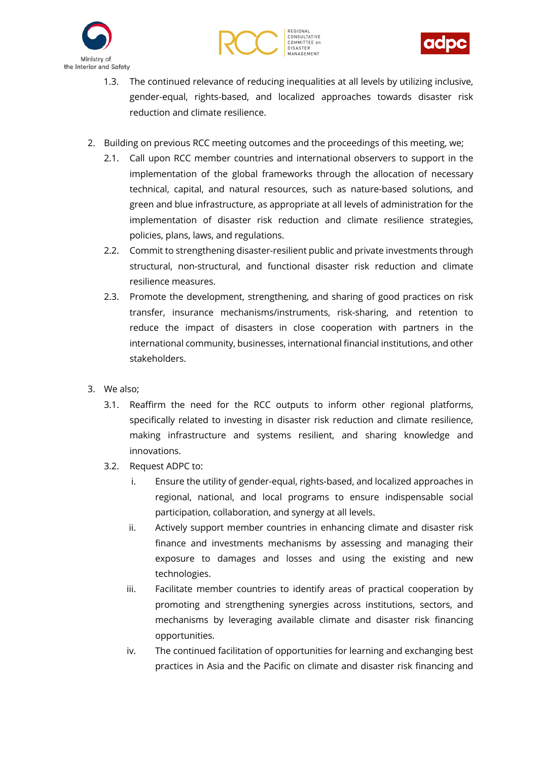1.3. The continued relevance of reducing inequalities at all levels by utilizing inclusive, gender-equal, rights-based, and localized approaches towards disaster risk reduction and climate resilience.

2. Building on previous RCC meeting outcomes and the proceedings of this meeting, we;
   - 2.1. Call upon RCC member countries and international observers to support in the implementation of the global frameworks through the allocation of necessary technical, capital, and natural resources, such as nature-based solutions, and green and blue infrastructure, as appropriate at all levels of administration for the implementation of disaster risk reduction and climate resilience strategies, policies, plans, laws, and regulations.
   - 2.2. Commit to strengthening disaster-resilient public and private investments through structural, non-structural, and functional disaster risk reduction and climate resilience measures.
   - 2.3. Promote the development, strengthening, and sharing of good practices on risk transfer, insurance mechanisms/instruments, risk-sharing, and retention to reduce the impact of disasters in close cooperation with partners in the international community, businesses, international financial institutions, and other stakeholders.

3. We also;
   - 3.1. Reaffirm the need for the RCC outputs to inform other regional platforms, specifically related to investing in disaster risk reduction and climate resilience, making infrastructure and systems resilient, and sharing knowledge and innovations.
   - 3.2. Request ADPC to:
     - i. Ensure the utility of gender-equal, rights-based, and localized approaches in regional, national, and local programs to ensure indispensable social participation, collaboration, and synergy at all levels.
     - ii. Actively support member countries in enhancing climate and disaster risk finance and investments mechanisms by assessing and managing their exposure to damages and losses and using the existing and new technologies.
     - iii. Facilitate member countries to identify areas of practical cooperation by promoting and strengthening synergies across institutions, sectors, and mechanisms by leveraging available climate and disaster risk financing opportunities.
     - iv. The continued facilitation of opportunities for learning and exchanging best practices in Asia and the Pacific on climate and disaster risk financing and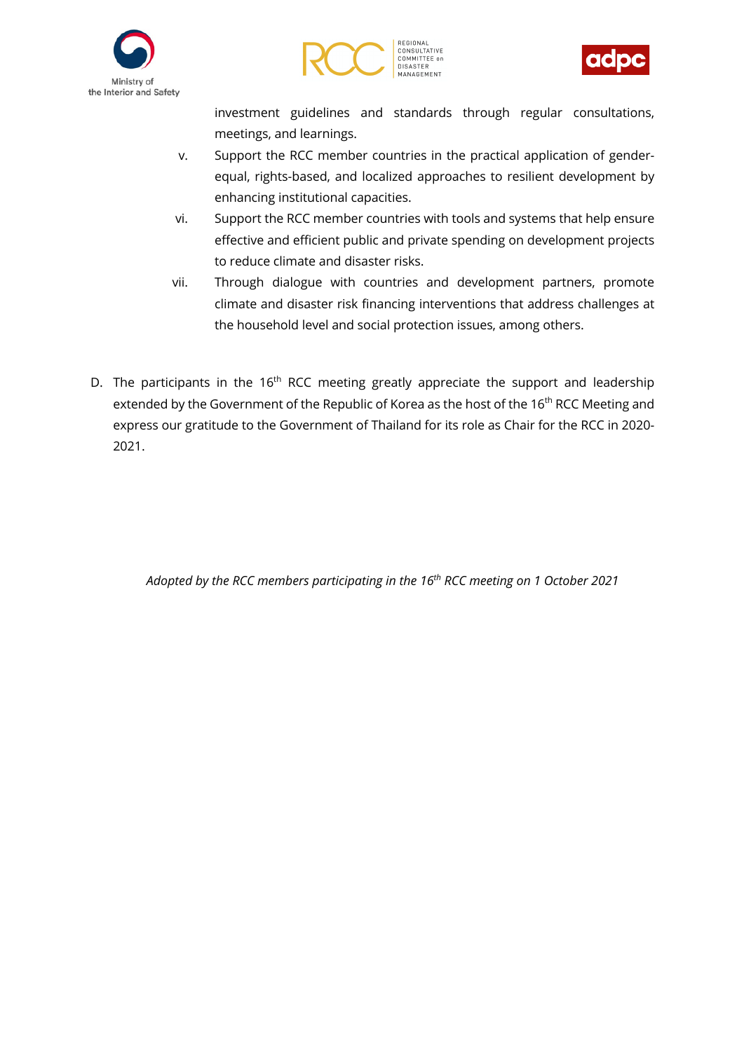investment guidelines and standards through regular consultations, meetings, and learnings.

v. Support the RCC member countries in the practical application of gender-equal, rights-based, and localized approaches to resilient development by enhancing institutional capacities.

vi. Support the RCC member countries with tools and systems that help ensure effective and efficient public and private spending on development projects to reduce climate and disaster risks.

vii. Through dialogue with countries and development partners, promote climate and disaster risk financing interventions that address challenges at the household level and social protection issues, among others.

D. The participants in the 16th RCC meeting greatly appreciate the support and leadership extended by the Government of the Republic of Korea as the host of the 16th RCC Meeting and express our gratitude to the Government of Thailand for its role as Chair for the RCC in 2020-2021.

*Adopted by the RCC members participating in the 16th RCC meeting on 1 October 2021*